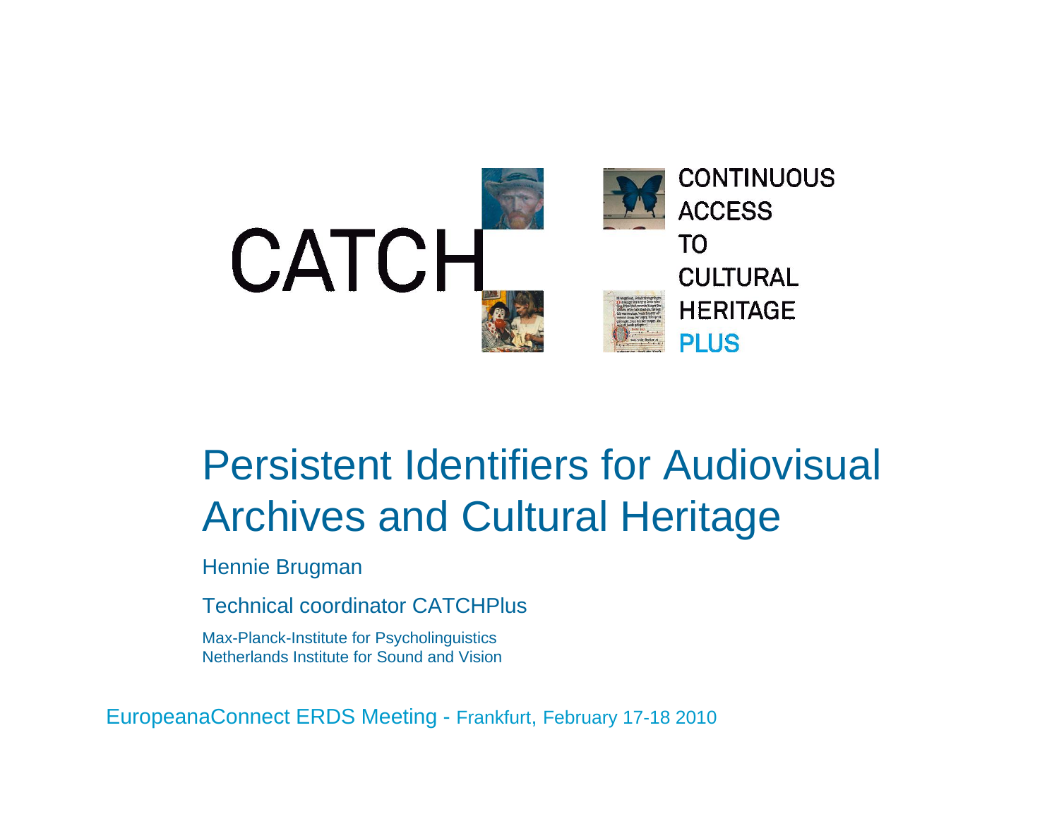CATCH

CONTINUOUS
ACCESS
TO
CULTURAL
HERITAGE
PLUS

# Persistent Identifiers for Audiovisual Archives and Cultural Heritage

Hennie Brugman

Technical coordinator CATCHPlus

Max-Planck-Institute for Psycholinguistics
Netherlands Institute for Sound and Vision

EuropeanaConnect ERDS Meeting - Frankfurt, February 17-18 2010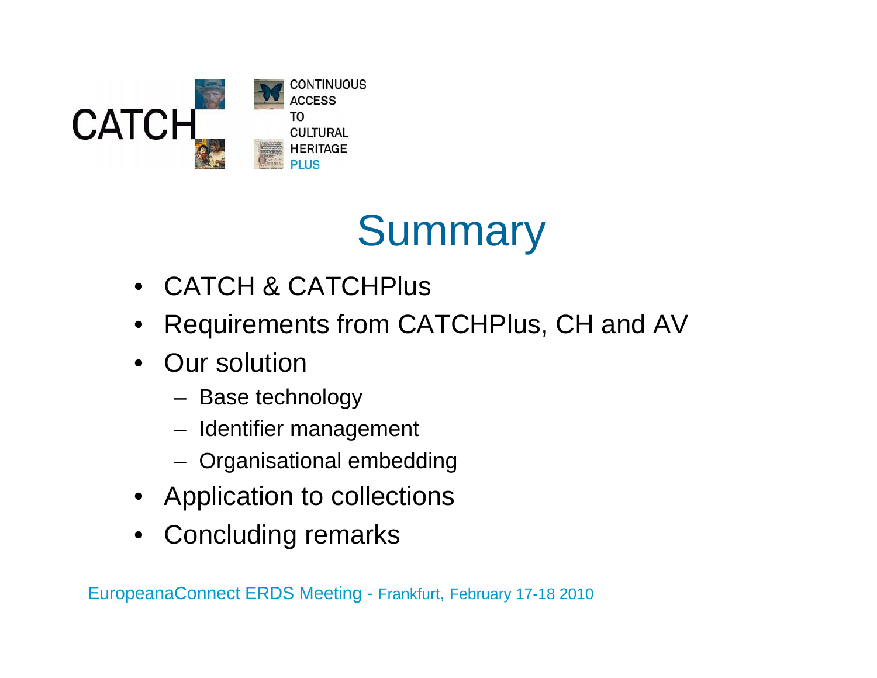# Summary

- CATCH & CATCHPlus
- Requirements from CATCHPlus, CH and AV
- Our solution
  - Base technology
  - Identifier management
  - Organisational embedding
- Application to collections
- Concluding remarks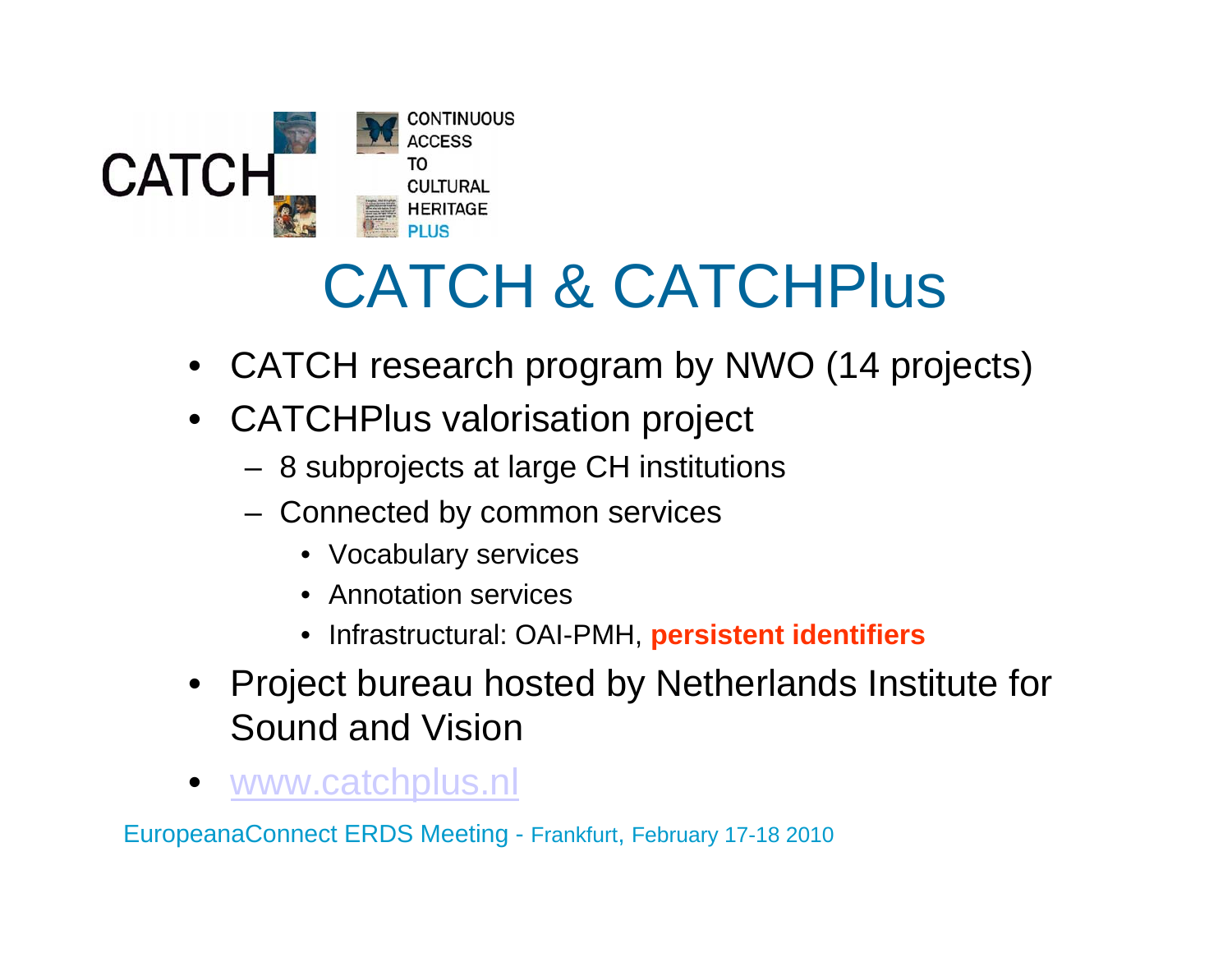CATCH

CONTINUOUS ACCESS TO CULTURAL HERITAGE PLUS

# CATCH & CATCHPlus

- CATCH research program by NWO (14 projects)
- CATCHPlus valorisation project
  - 8 subprojects at large CH institutions
  - Connected by common services
    - Vocabulary services
    - Annotation services
    - Infrastructural: OAI-PMH, **persistent identifiers**
- Project bureau hosted by Netherlands Institute for Sound and Vision
- www.catchplus.nl

EuropeanaConnect ERDS Meeting - Frankfurt, February 17-18 2010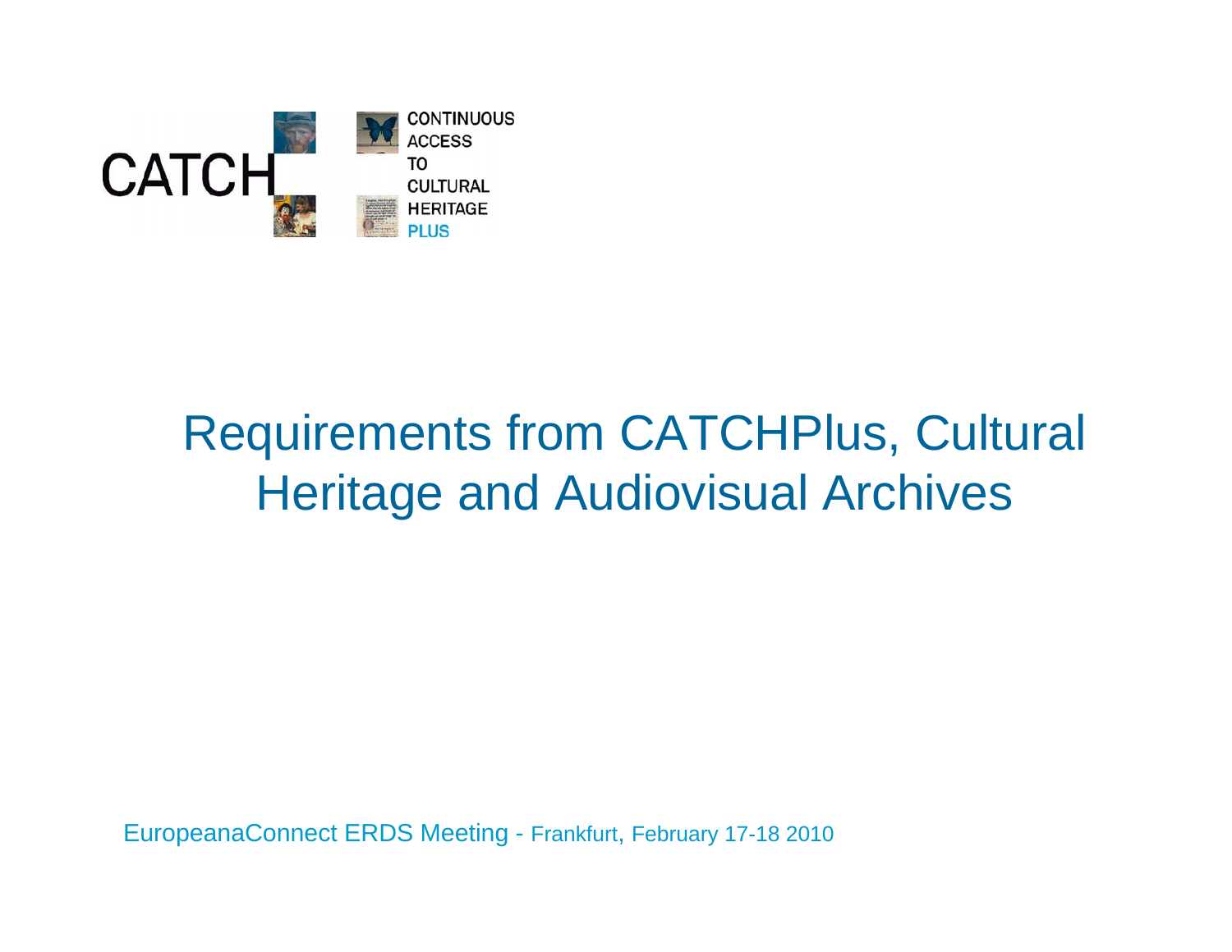CATCH — CONTINUOUS ACCESS TO CULTURAL HERITAGE PLUS

# Requirements from CATCHPlus, Cultural Heritage and Audiovisual Archives

EuropeanaConnect ERDS Meeting - Frankfurt, February 17-18 2010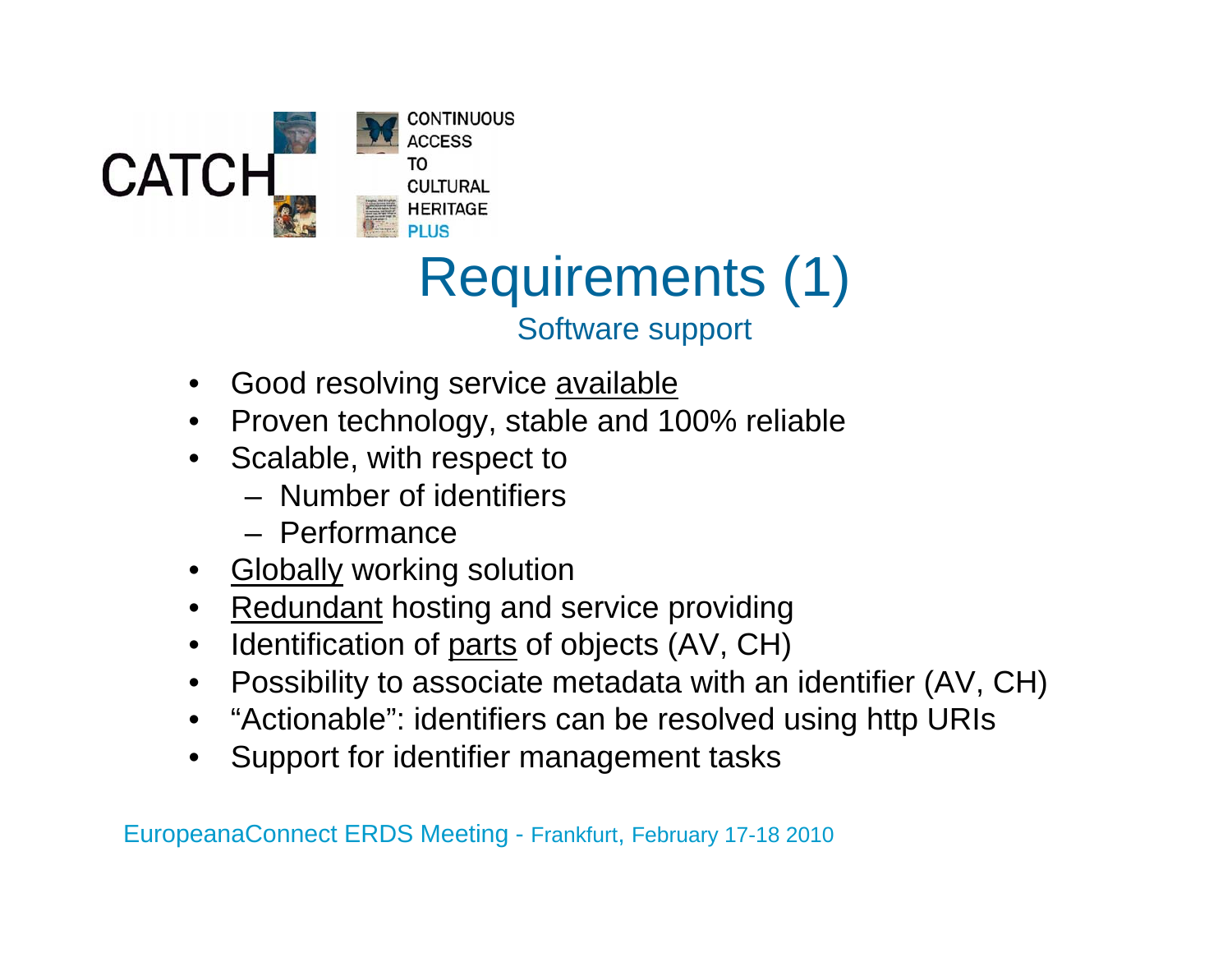# Requirements (1)

## Software support

- Good resolving service <u>available</u>
- Proven technology, stable and 100% reliable
- Scalable, with respect to
  - Number of identifiers
  - Performance
- <u>Globally</u> working solution
- <u>Redundant</u> hosting and service providing
- Identification of <u>parts</u> of objects (AV, CH)
- Possibility to associate metadata with an identifier (AV, CH)
- "Actionable": identifiers can be resolved using http URIs
- Support for identifier management tasks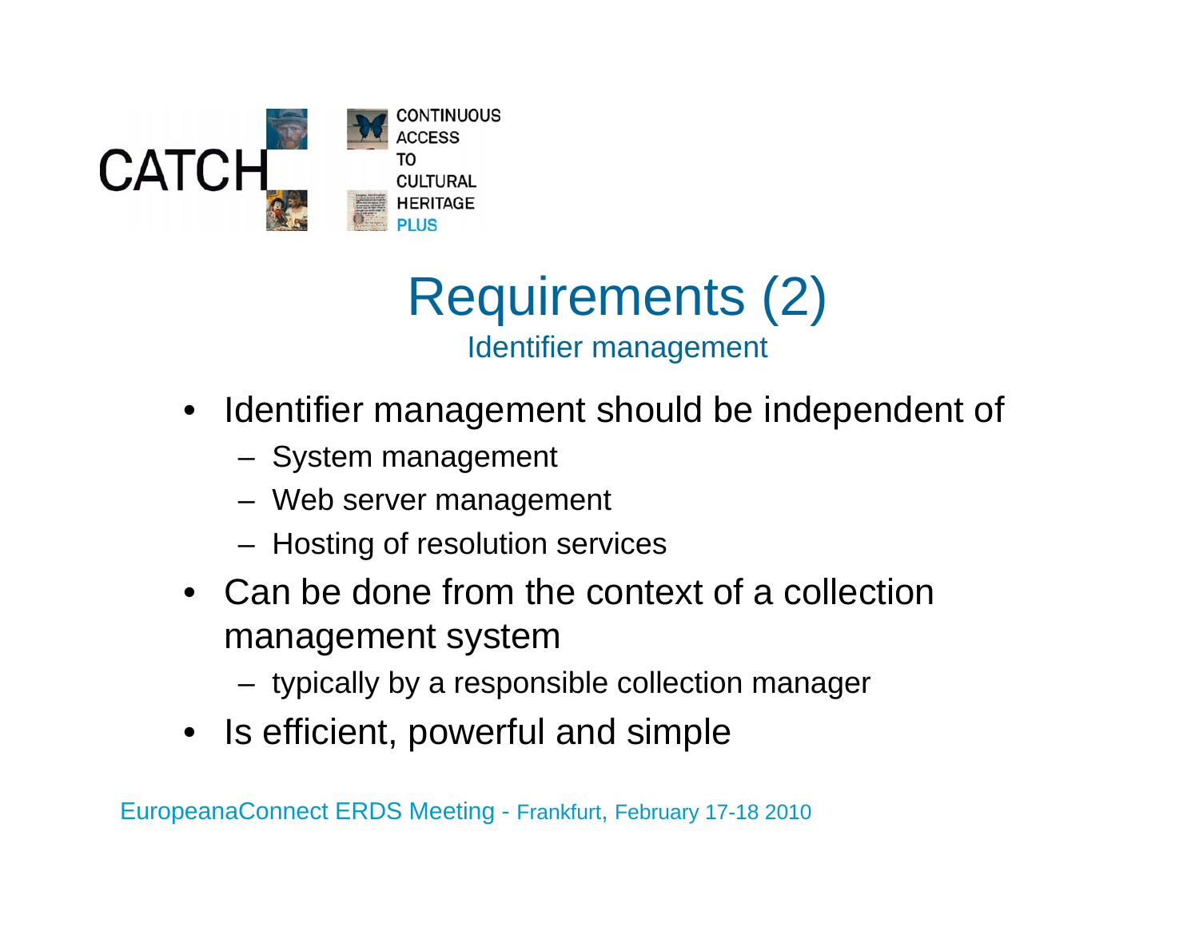# Requirements (2)

## Identifier management

- Identifier management should be independent of
  - System management
  - Web server management
  - Hosting of resolution services
- Can be done from the context of a collection management system
  - typically by a responsible collection manager
- Is efficient, powerful and simple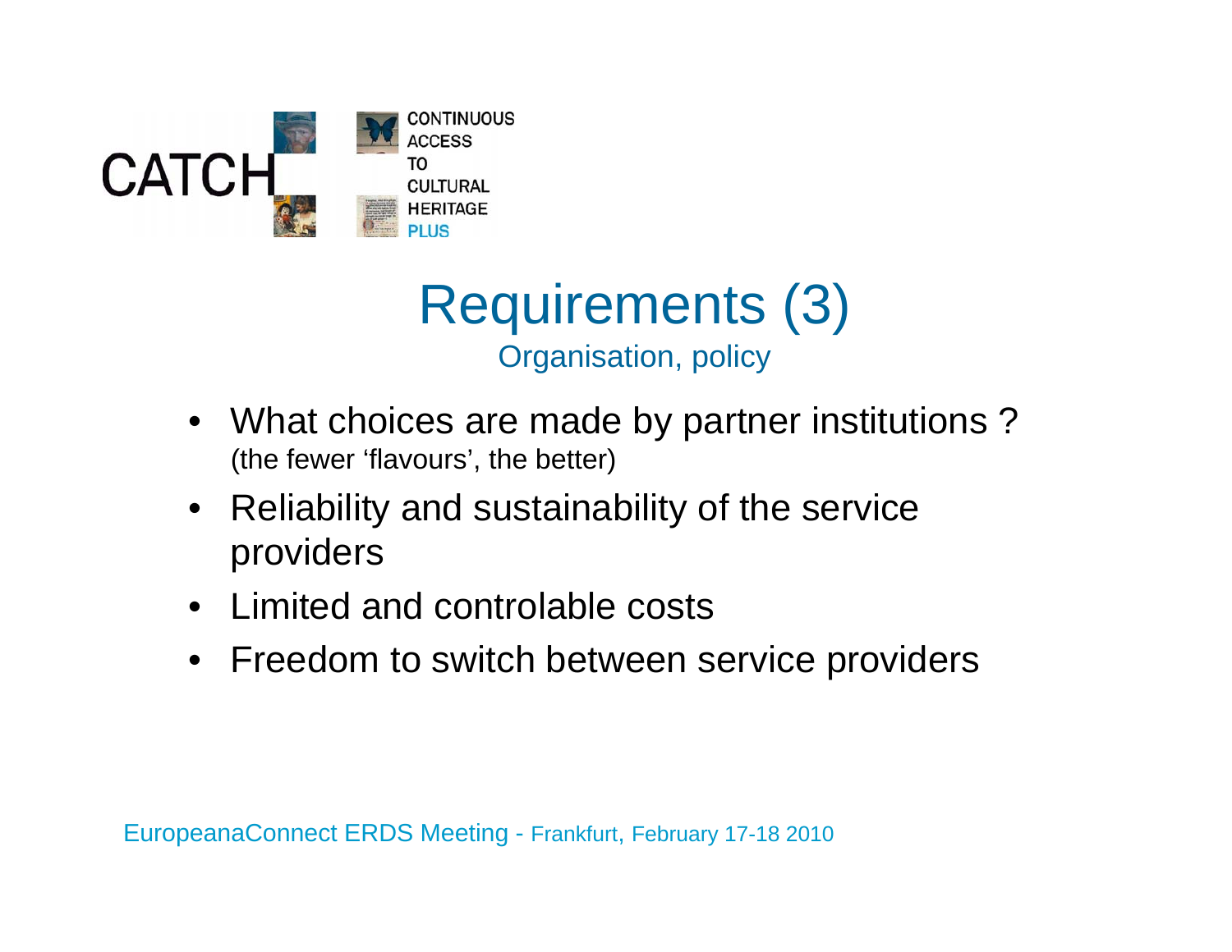CATCH — CONTINUOUS ACCESS TO CULTURAL HERITAGE PLUS

# Requirements (3)

## Organisation, policy

- What choices are made by partner institutions ?
  (the fewer ‘flavours’, the better)
- Reliability and sustainability of the service providers
- Limited and controlable costs
- Freedom to switch between service providers

EuropeanaConnect ERDS Meeting - Frankfurt, February 17-18 2010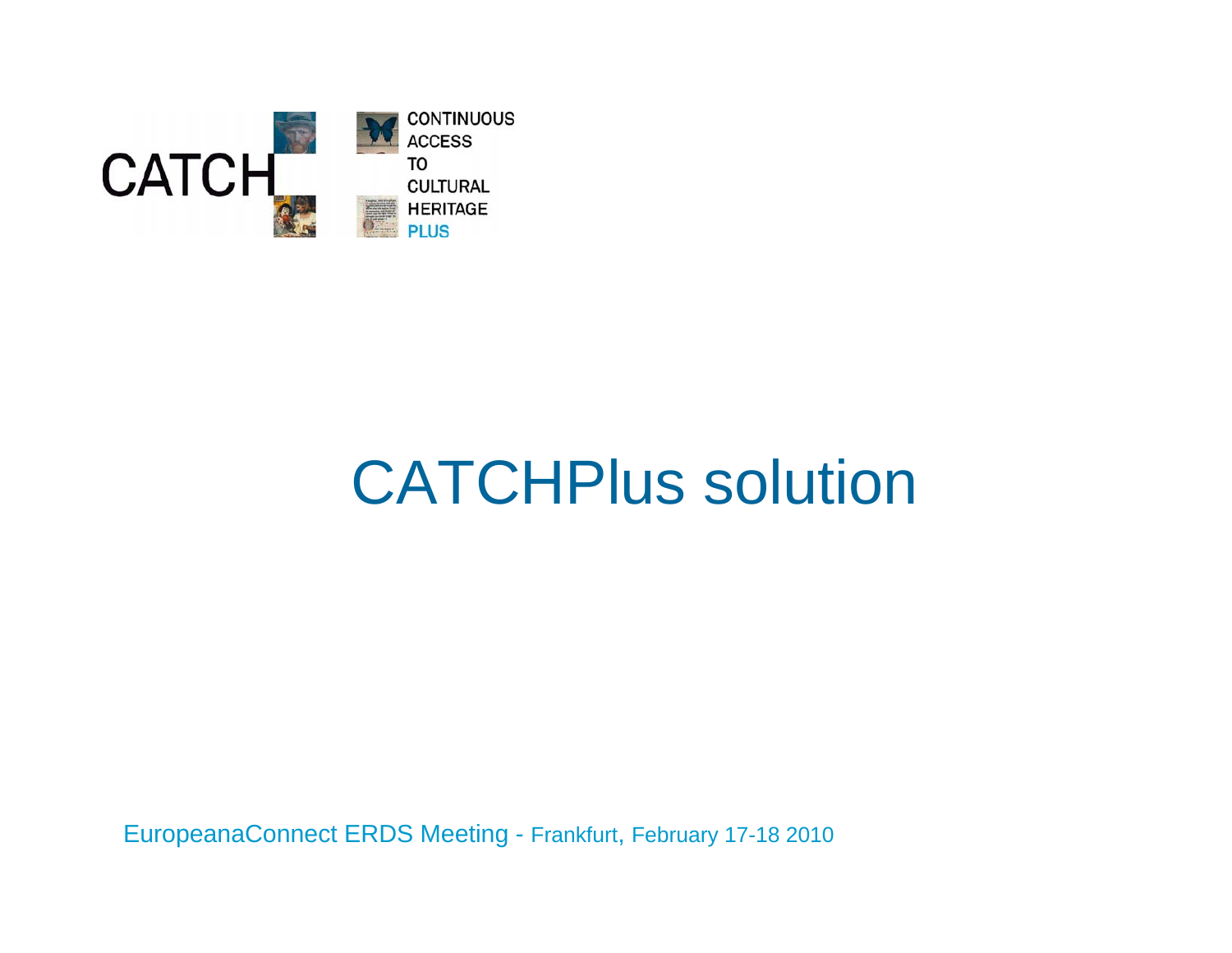CATCH

CONTINUOUS
ACCESS
TO
CULTURAL
HERITAGE
PLUS

# CATCHPlus solution

EuropeanaConnect ERDS Meeting - Frankfurt, February 17-18 2010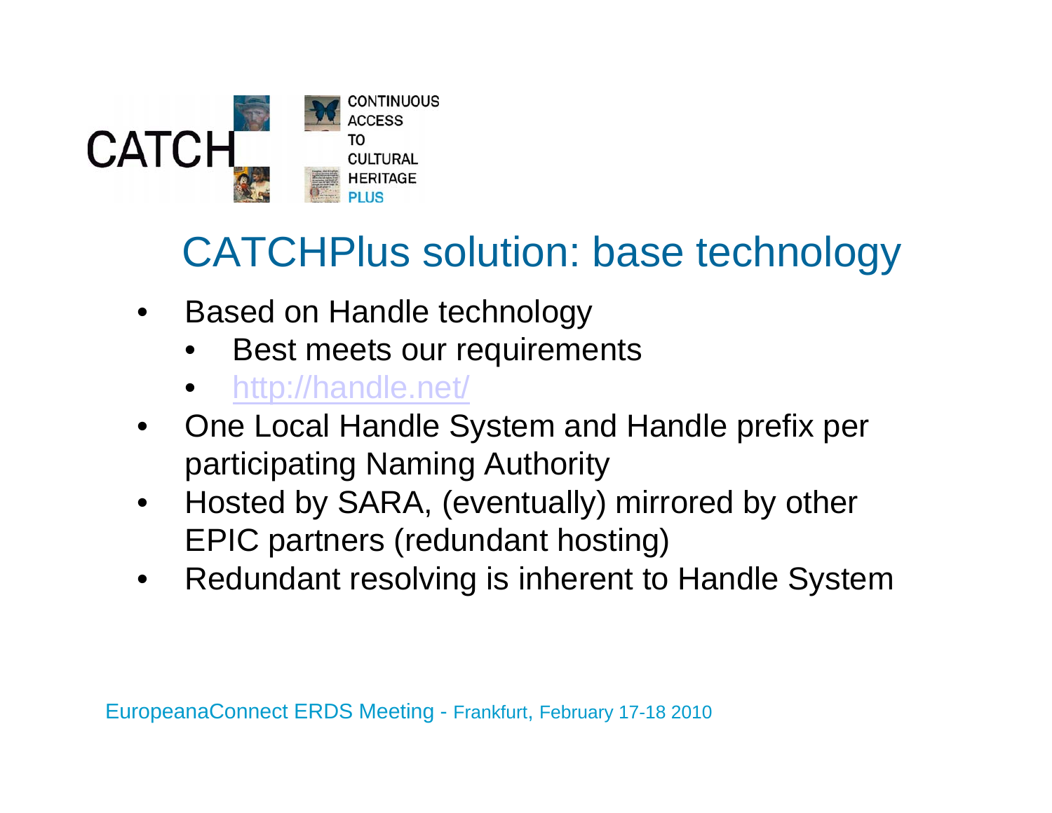CATCH CONTINUOUS ACCESS TO CULTURAL HERITAGE PLUS

# CATCHPlus solution: base technology

- Based on Handle technology
  - Best meets our requirements
  - http://handle.net/
- One Local Handle System and Handle prefix per participating Naming Authority
- Hosted by SARA, (eventually) mirrored by other EPIC partners (redundant hosting)
- Redundant resolving is inherent to Handle System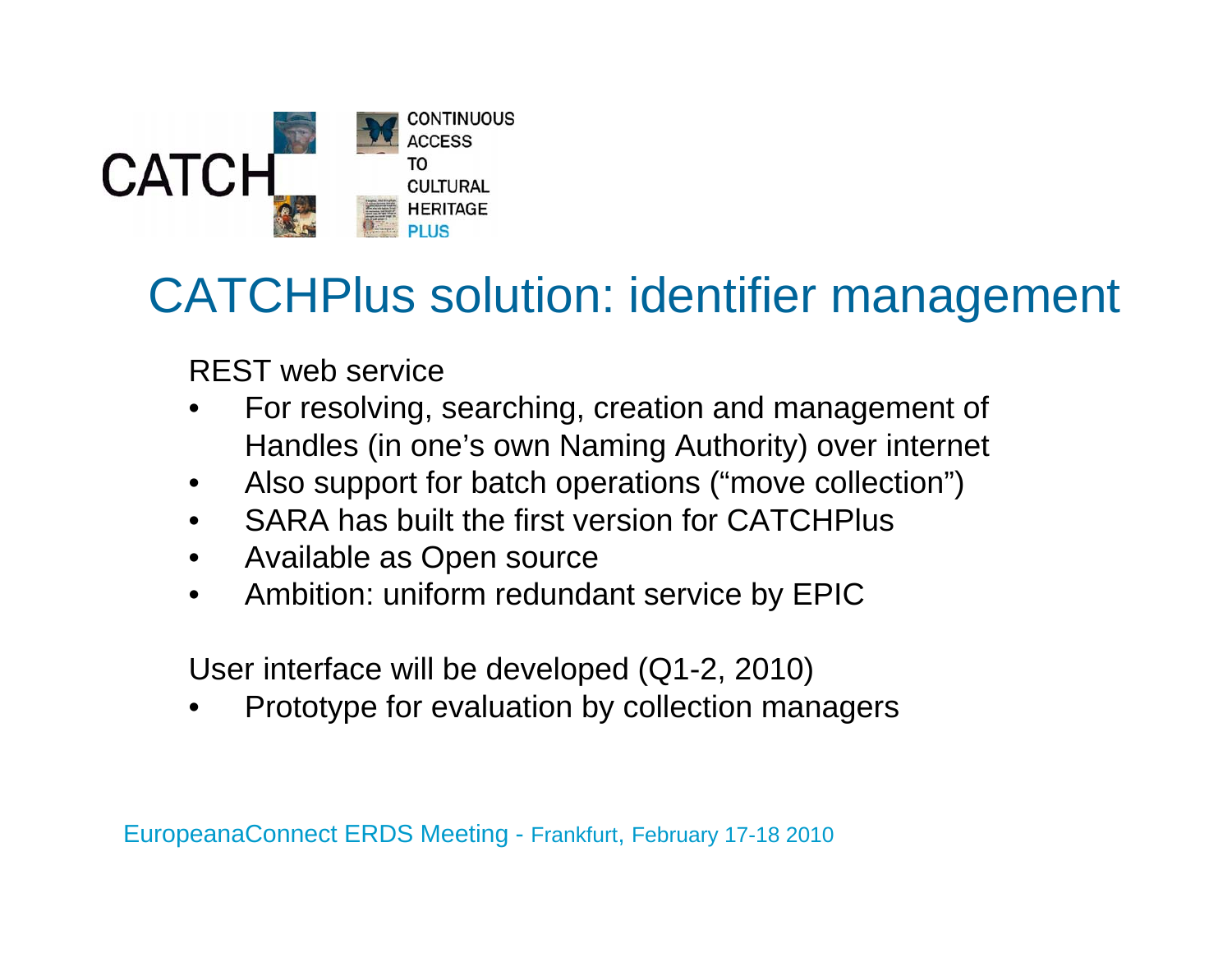# CATCHPlus solution: identifier management

REST web service

- For resolving, searching, creation and management of Handles (in one's own Naming Authority) over internet
- Also support for batch operations ("move collection")
- SARA has built the first version for CATCHPlus
- Available as Open source
- Ambition: uniform redundant service by EPIC

User interface will be developed (Q1-2, 2010)

- Prototype for evaluation by collection managers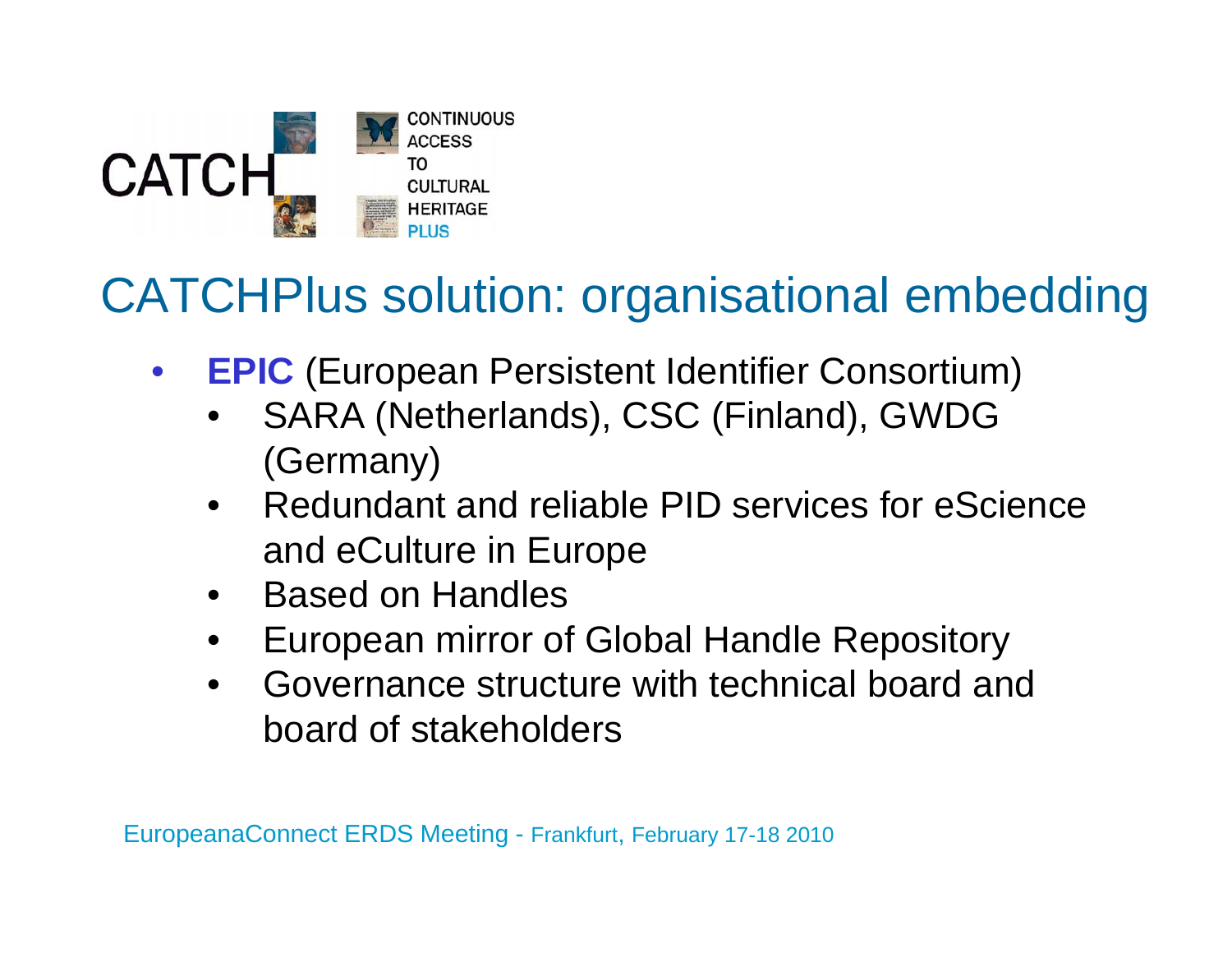# CATCHPlus solution: organisational embedding

- **EPIC** (European Persistent Identifier Consortium)
  - SARA (Netherlands), CSC (Finland), GWDG (Germany)
  - Redundant and reliable PID services for eScience and eCulture in Europe
  - Based on Handles
  - European mirror of Global Handle Repository
  - Governance structure with technical board and board of stakeholders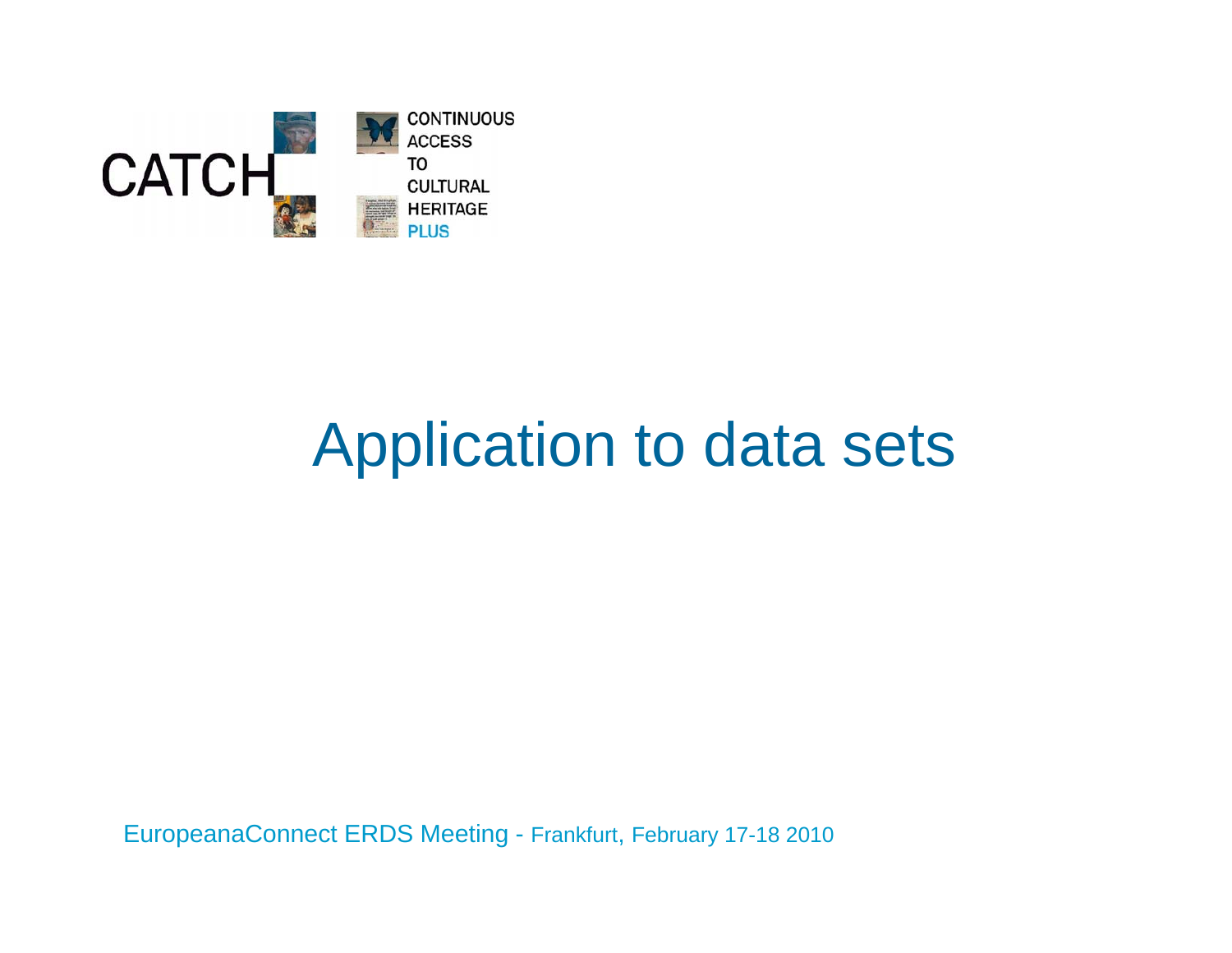CATCH

CONTINUOUS
ACCESS
TO
CULTURAL
HERITAGE
PLUS

# Application to data sets

EuropeanaConnect ERDS Meeting - Frankfurt, February 17-18 2010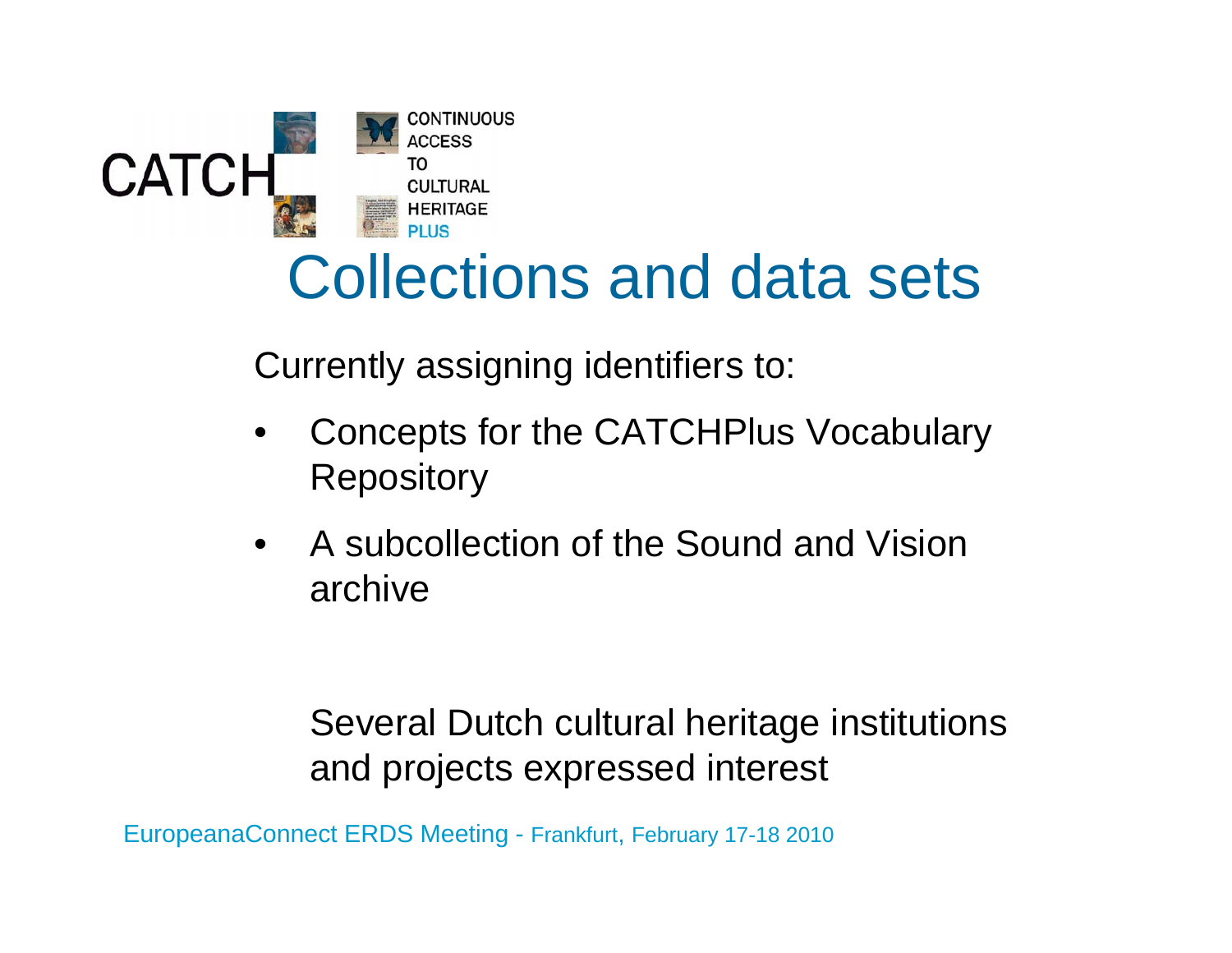# Collections and data sets

Currently assigning identifiers to:

- Concepts for the CATCHPlus Vocabulary Repository
- A subcollection of the Sound and Vision archive

Several Dutch cultural heritage institutions and projects expressed interest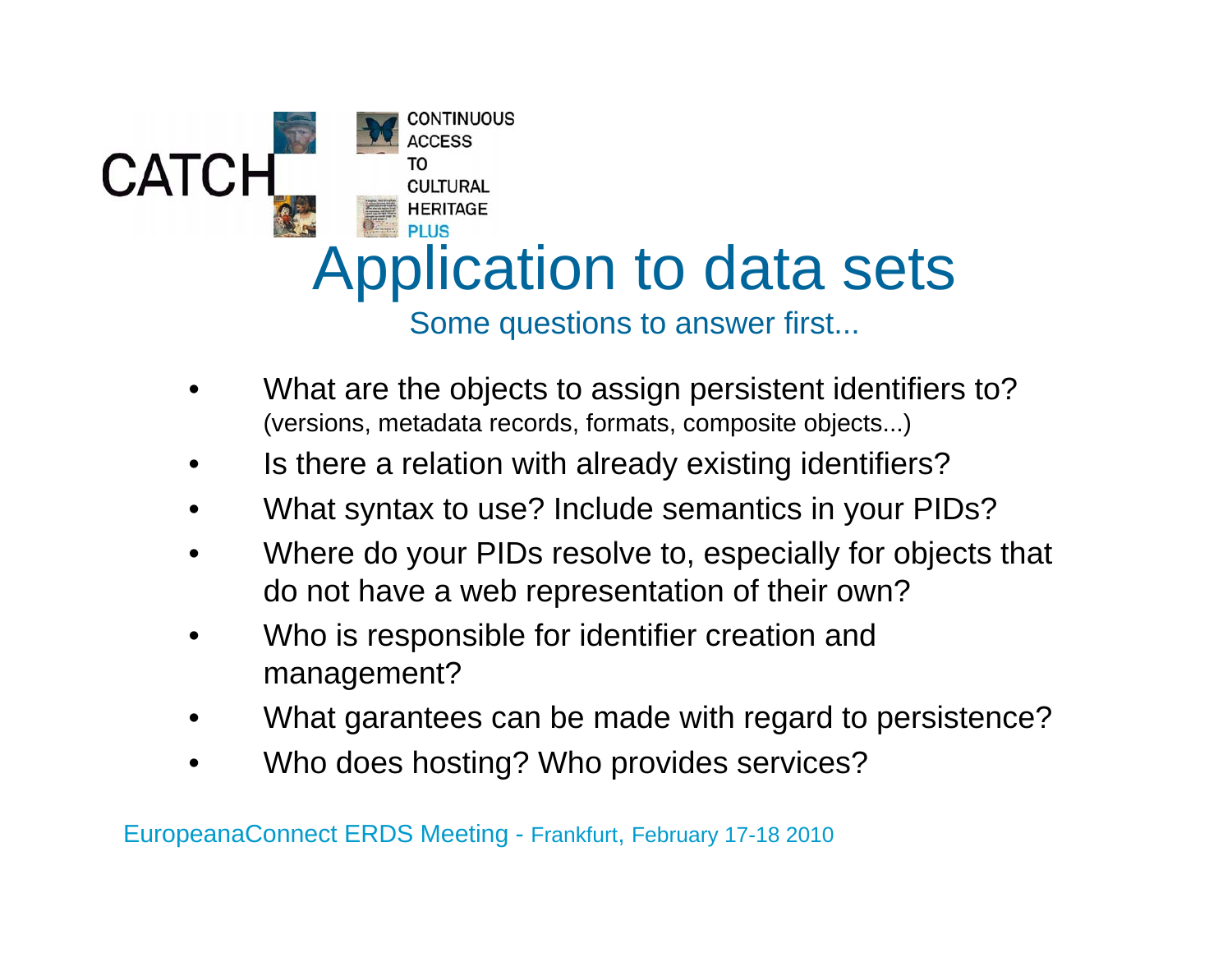CATCH — CONTINUOUS ACCESS TO CULTURAL HERITAGE PLUS

# Application to data sets

## Some questions to answer first...

- What are the objects to assign persistent identifiers to? (versions, metadata records, formats, composite objects...)
- Is there a relation with already existing identifiers?
- What syntax to use? Include semantics in your PIDs?
- Where do your PIDs resolve to, especially for objects that do not have a web representation of their own?
- Who is responsible for identifier creation and management?
- What garantees can be made with regard to persistence?
- Who does hosting? Who provides services?

EuropeanaConnect ERDS Meeting - Frankfurt, February 17-18 2010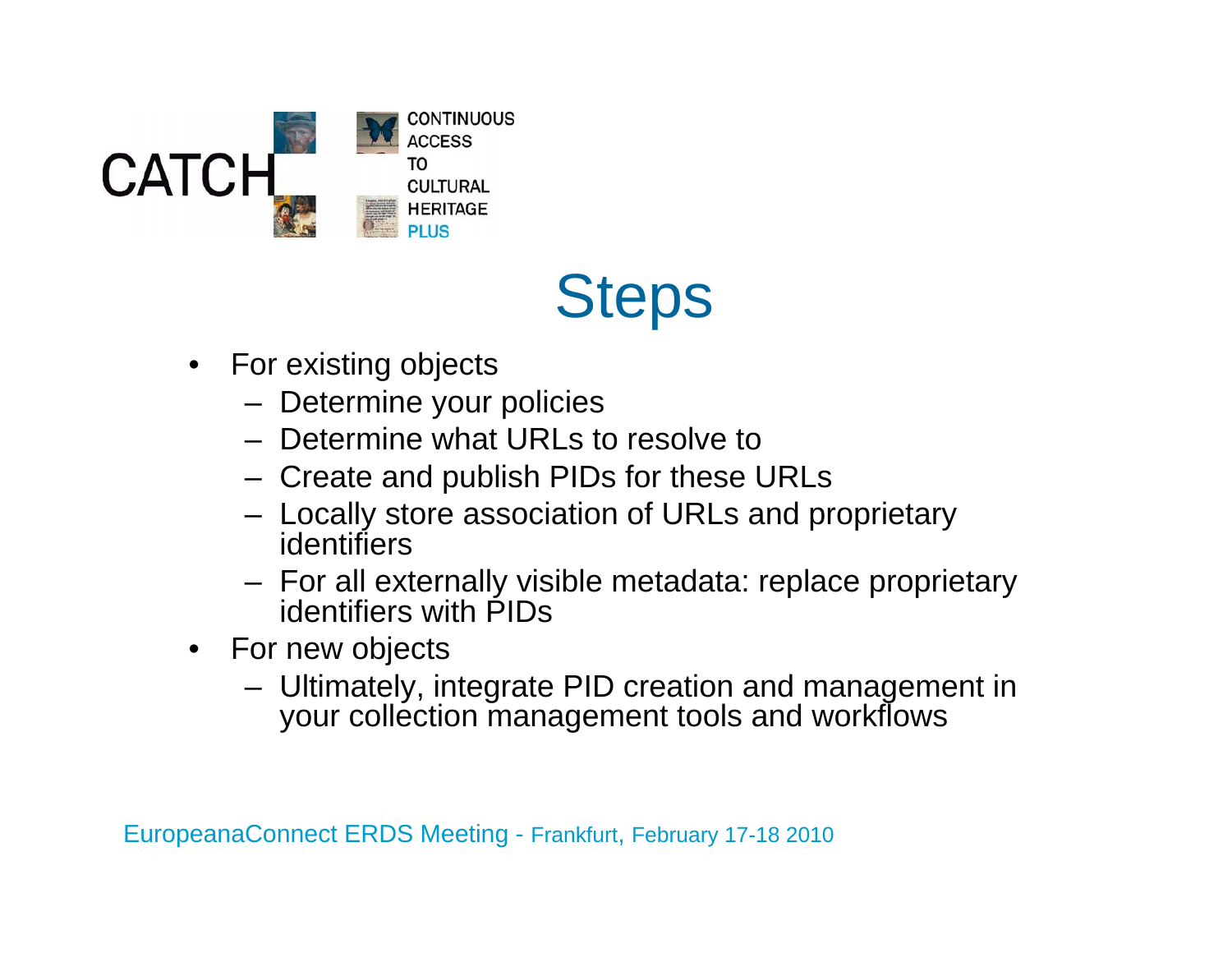# Steps

- For existing objects
  - Determine your policies
  - Determine what URLs to resolve to
  - Create and publish PIDs for these URLs
  - Locally store association of URLs and proprietary identifiers
  - For all externally visible metadata: replace proprietary identifiers with PIDs
- For new objects
  - Ultimately, integrate PID creation and management in your collection management tools and workflows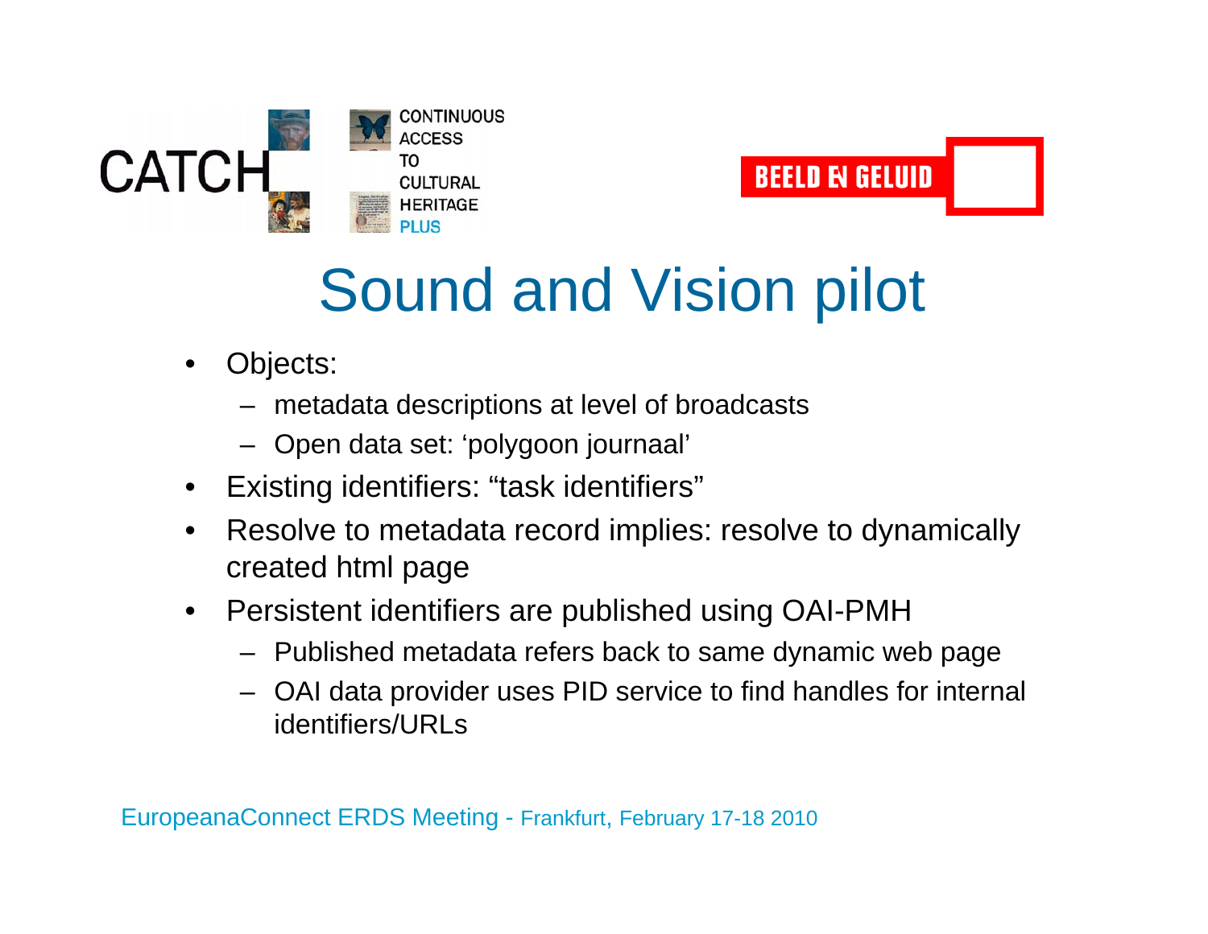# Sound and Vision pilot

- Objects:
  - metadata descriptions at level of broadcasts
  - Open data set: 'polygoon journaal'
- Existing identifiers: "task identifiers"
- Resolve to metadata record implies: resolve to dynamically created html page
- Persistent identifiers are published using OAI-PMH
  - Published metadata refers back to same dynamic web page
  - OAI data provider uses PID service to find handles for internal identifiers/URLs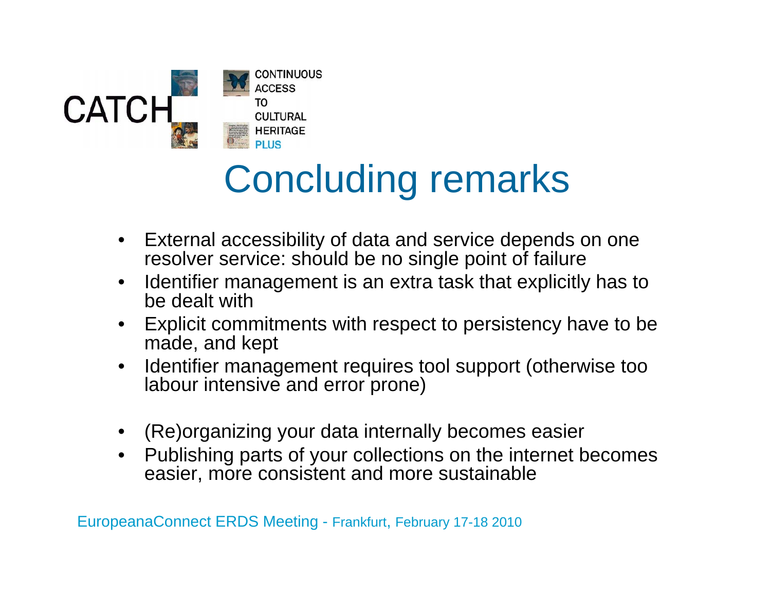CATCH CONTINUOUS ACCESS TO CULTURAL HERITAGE PLUS

# Concluding remarks

- External accessibility of data and service depends on one resolver service: should be no single point of failure
- Identifier management is an extra task that explicitly has to be dealt with
- Explicit commitments with respect to persistency have to be made, and kept
- Identifier management requires tool support (otherwise too labour intensive and error prone)

- (Re)organizing your data internally becomes easier
- Publishing parts of your collections on the internet becomes easier, more consistent and more sustainable

EuropeanaConnect ERDS Meeting - Frankfurt, February 17-18 2010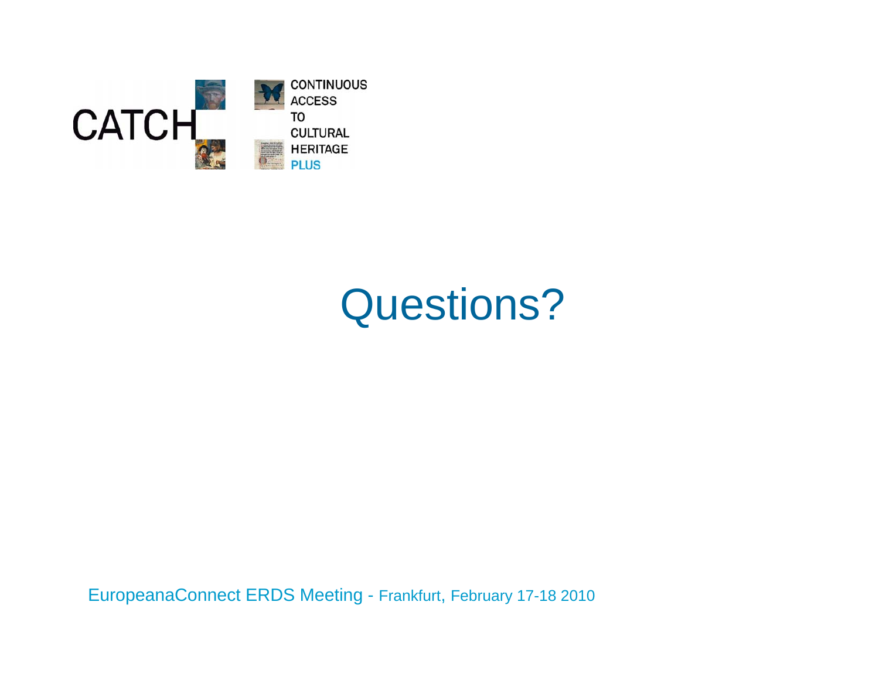CATCH

CONTINUOUS ACCESS TO CULTURAL HERITAGE PLUS

# Questions?

EuropeanaConnect ERDS Meeting - Frankfurt, February 17-18 2010